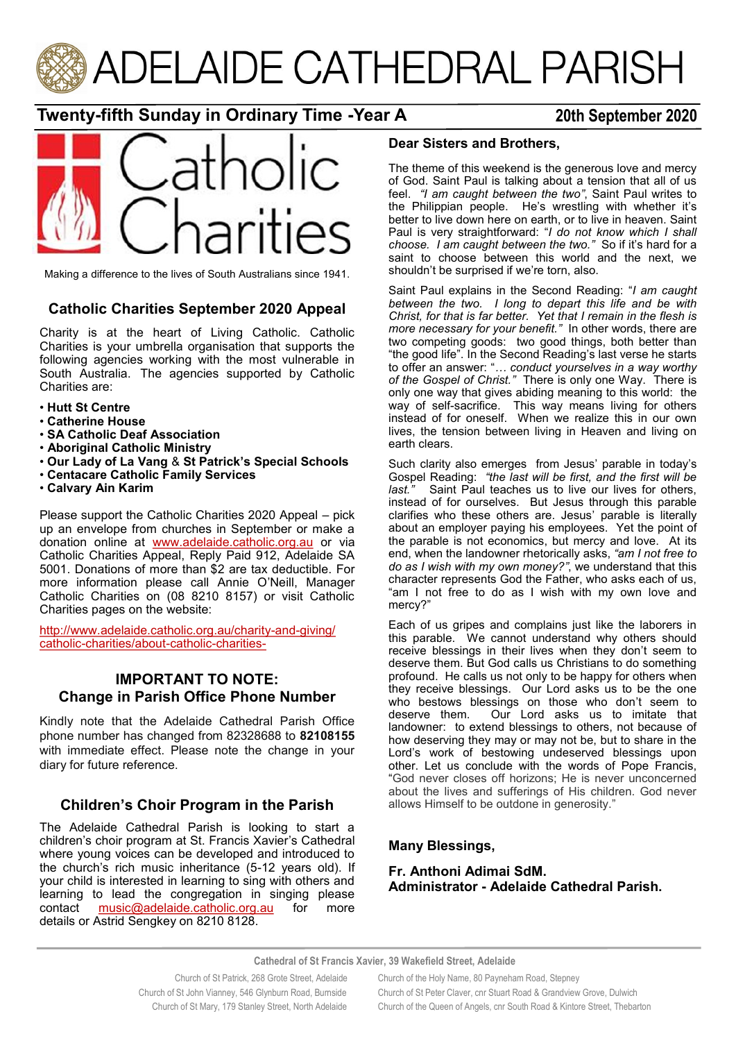# ADELAIDE CATHEDRAL PARISH

## Twenty-fifth Sunday in Ordinary Time -Year A

**20th September 2020**

Catholic Charities

Making a difference to the lives of South Australians since 1941.

### Catholic Charities September 2020 Appeal

Charity is at the heart of Living Catholic. Catholic Charities is your umbrella organisation that supports the following agencies working with the most vulnerable in South Australia. The agencies supported by Catholic Charities are:

- **Hutt St Centre**
- **Catherine House**
- **SA Catholic Deaf Association**
- **Aboriginal Catholic Ministry**
- **Our Lady of La Vang & St Patrick's Special Schools**
- **Centacare Catholic Family Services**
- **Calvary Ain Karim**

Please support the Catholic Charities 2020 Appeal – pick up an envelope from churches in September or make a donation online at www.adelaide.catholic.org.au or via Catholic Charities Appeal, Reply Paid 912, Adelaide SA 5001. Donations of more than $2 are tax deductible. For more information please call Annie O'Neill, Manager Catholic Charities on (08 8210 8157) or visit Catholic Charities pages on the website:

http://www.adelaide.catholic.org.au/charity-and-giving/catholic-charities/about-catholic-charities-

### IMPORTANT TO NOTE: Change in Parish Office Phone Number

Kindly note that the Adelaide Cathedral Parish Office phone number has changed from 82328688 to **82108155** with immediate effect. Please note the change in your diary for future reference.

### Children's Choir Program in the Parish

The Adelaide Cathedral Parish is looking to start a children's choir program at St. Francis Xavier's Cathedral where young voices can be developed and introduced to the church's rich music inheritance (5-12 years old). If your child is interested in learning to sing with others and learning to lead the congregation in singing please contact music@adelaide.catholic.org.au for more details or Astrid Sengkey on 8210 8128.

**Dear Sisters and Brothers,**

The theme of this weekend is the generous love and mercy of God. Saint Paul is talking about a tension that all of us feel. *"I am caught between the two"*, Saint Paul writes to the Philippian people. He's wrestling with whether it's better to live down here on earth, or to live in heaven. Saint Paul is very straightforward: "*I do not know which I shall choose. I am caught between the two."* So if it's hard for a saint to choose between this world and the next, we shouldn't be surprised if we're torn, also.

Saint Paul explains in the Second Reading: "*I am caught between the two. I long to depart this life and be with Christ, for that is far better. Yet that I remain in the flesh is more necessary for your benefit."* In other words, there are two competing goods: two good things, both better than "the good life". In the Second Reading's last verse he starts to offer an answer: "*… conduct yourselves in a way worthy of the Gospel of Christ."* There is only one Way. There is only one way that gives abiding meaning to this world: the way of self-sacrifice. This way means living for others instead of for oneself. When we realize this in our own lives, the tension between living in Heaven and living on earth clears.

Such clarity also emerges from Jesus' parable in today's Gospel Reading: *"the last will be first, and the first will be last."* Saint Paul teaches us to live our lives for others, instead of for ourselves. But Jesus through this parable clarifies who these others are. Jesus' parable is literally about an employer paying his employees. Yet the point of the parable is not economics, but mercy and love. At its end, when the landowner rhetorically asks, *"am I not free to do as I wish with my own money?"*, we understand that this character represents God the Father, who asks each of us, "am I not free to do as I wish with my own love and mercy?"

Each of us gripes and complains just like the laborers in this parable. We cannot understand why others should receive blessings in their lives when they don't seem to deserve them. But God calls us Christians to do something profound. He calls us not only to be happy for others when they receive blessings. Our Lord asks us to be the one who bestows blessings on those who don't seem to deserve them. Our Lord asks us to imitate that landowner: to extend blessings to others, not because of how deserving they may or may not be, but to share in the Lord's work of bestowing undeserved blessings upon other. Let us conclude with the words of Pope Francis, "God never closes off horizons; He is never unconcerned about the lives and sufferings of His children. God never allows Himself to be outdone in generosity."

**Many Blessings,**

**Fr. Anthoni Adimai SdM.**
**Administrator - Adelaide Cathedral Parish.**

**Cathedral of St Francis Xavier, 39 Wakefield Street, Adelaide**

Church of St Patrick, 268 Grote Street, Adelaide
Church of St John Vianney, 546 Glynburn Road, Burnside
Church of St Mary, 179 Stanley Street, North Adelaide
Church of the Holy Name, 80 Payneham Road, Stepney
Church of St Peter Claver, cnr Stuart Road & Grandview Grove, Dulwich
Church of the Queen of Angels, cnr South Road & Kintore Street, Thebarton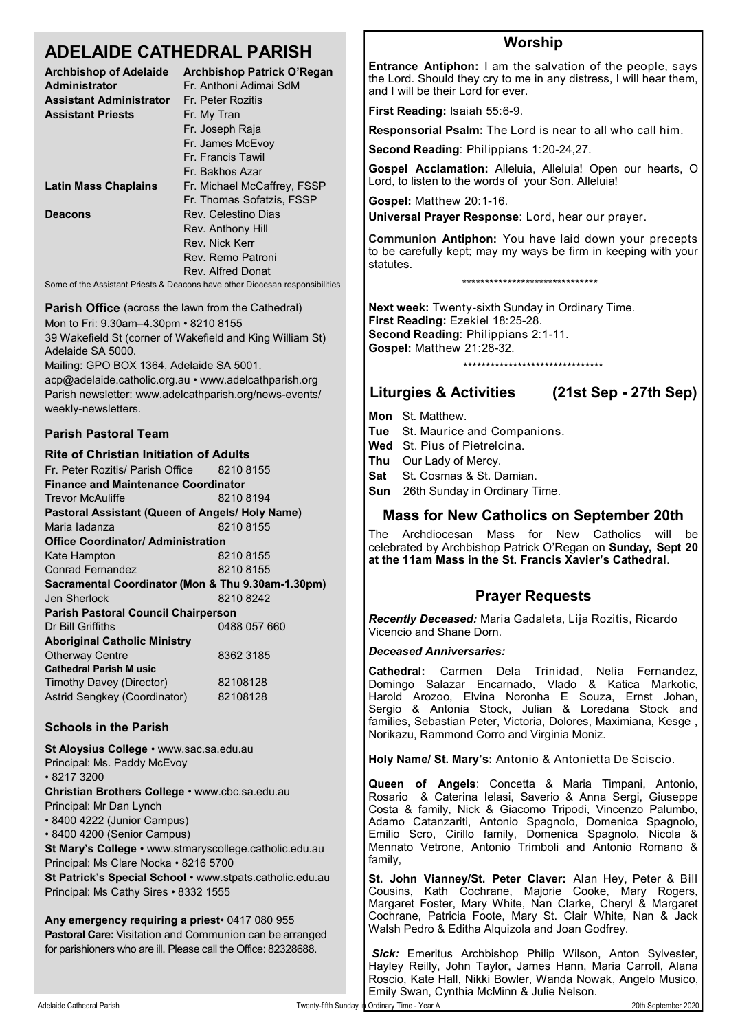# ADELAIDE CATHEDRAL PARISH

| | |
|---|---|
| **Archbishop of Adelaide** | **Archbishop Patrick O'Regan** |
| **Administrator** | Fr. Anthoni Adimai SdM |
| **Assistant Administrator** | Fr. Peter Rozitis |
| **Assistant Priests** | Fr. My Tran |
| | Fr. Joseph Raja |
| | Fr. James McEvoy |
| | Fr. Francis Tawil |
| | Fr. Bakhos Azar |
| **Latin Mass Chaplains** | Fr. Michael McCaffrey, FSSP |
| | Fr. Thomas Sofatzis, FSSP |
| **Deacons** | Rev. Celestino Dias |
| | Rev. Anthony Hill |
| | Rev. Nick Kerr |
| | Rev. Remo Patroni |
| | Rev. Alfred Donat |

Some of the Assistant Priests & Deacons have other Diocesan responsibilities

**Parish Office** (across the lawn from the Cathedral)
Mon to Fri: 9.30am–4.30pm • 8210 8155
39 Wakefield St (corner of Wakefield and King William St) Adelaide SA 5000.
Mailing: GPO BOX 1364, Adelaide SA 5001.
acp@adelaide.catholic.org.au • www.adelcathparish.org
Parish newsletter: www.adelcathparish.org/news-events/weekly-newsletters.

### Parish Pastoral Team

**Rite of Christian Initiation of Adults**

| | |
|---|---|
| Fr. Peter Rozitis/ Parish Office | 8210 8155 |
| **Finance and Maintenance Coordinator** | |
| Trevor McAuliffe | 8210 8194 |
| **Pastoral Assistant (Queen of Angels/ Holy Name)** | |
| Maria Iadanza | 8210 8155 |
| **Office Coordinator/ Administration** | |
| Kate Hampton | 8210 8155 |
| Conrad Fernandez | 8210 8155 |
| **Sacramental Coordinator (Mon & Thu 9.30am-1.30pm)** | |
| Jen Sherlock | 8210 8242 |
| **Parish Pastoral Council Chairperson** | |
| Dr Bill Griffiths | 0488 057 660 |
| **Aboriginal Catholic Ministry** | |
| Otherway Centre | 8362 3185 |
| **Cathedral Parish Music** | |
| Timothy Davey (Director) | 82108128 |
| Astrid Sengkey (Coordinator) | 82108128 |

### Schools in the Parish

**St Aloysius College** • www.sac.sa.edu.au
Principal: Ms. Paddy McEvoy
• 8217 3200
**Christian Brothers College** • www.cbc.sa.edu.au
Principal: Mr Dan Lynch
• 8400 4222 (Junior Campus)
• 8400 4200 (Senior Campus)
**St Mary's College** • www.stmaryscollege.catholic.edu.au
Principal: Ms Clare Nocka • 8216 5700
**St Patrick's Special School** • www.stpats.catholic.edu.au
Principal: Ms Cathy Sires • 8332 1555

**Any emergency requiring a priest**• 0417 080 955
**Pastoral Care:** Visitation and Communion can be arranged for parishioners who are ill. Please call the Office: 82328688.

## Worship

**Entrance Antiphon:** I am the salvation of the people, says the Lord. Should they cry to me in any distress, I will hear them, and I will be their Lord for ever.

**First Reading:** Isaiah 55:6-9.

**Responsorial Psalm:** The Lord is near to all who call him.

**Second Reading**: Philippians 1:20-24,27.

**Gospel Acclamation:** Alleluia, Alleluia! Open our hearts, O Lord, to listen to the words of your Son. Alleluia!

**Gospel:** Matthew 20:1-16.

**Universal Prayer Response**: Lord, hear our prayer.

**Communion Antiphon:** You have laid down your precepts to be carefully kept; may my ways be firm in keeping with your statutes.

******************************

**Next week:** Twenty-sixth Sunday in Ordinary Time.
**First Reading:** Ezekiel 18:25-28.
**Second Reading**: Philippians 2:1-11.
**Gospel:** Matthew 21:28-32.

*******************************

## Liturgies & Activities (21st Sep - 27th Sep)

**Mon** St. Matthew.
**Tue** St. Maurice and Companions.
**Wed** St. Pius of Pietrelcina.
**Thu** Our Lady of Mercy.
**Sat** St. Cosmas & St. Damian.
**Sun** 26th Sunday in Ordinary Time.

## Mass for New Catholics on September 20th

The Archdiocesan Mass for New Catholics will be celebrated by Archbishop Patrick O'Regan on **Sunday, Sept 20 at the 11am Mass in the St. Francis Xavier's Cathedral**.

## Prayer Requests

***Recently Deceased:*** Maria Gadaleta, Lija Rozitis, Ricardo Vicencio and Shane Dorn.

***Deceased Anniversaries:***

**Cathedral:** Carmen Dela Trinidad, Nelia Fernandez, Domingo Salazar Encarnado, Vlado & Katica Markotic, Harold Arozoo, Elvina Noronha E Souza, Ernst Johan, Sergio & Antonia Stock, Julian & Loredana Stock and families, Sebastian Peter, Victoria, Dolores, Maximiana, Kesge , Norikazu, Rammond Corro and Virginia Moniz.

**Holy Name/ St. Mary's:** Antonio & Antonietta De Sciscio.

**Queen of Angels**: Concetta & Maria Timpani, Antonio, Rosario & Caterina Ielasi, Saverio & Anna Sergi, Giuseppe Costa & family, Nick & Giacomo Tripodi, Vincenzo Palumbo, Adamo Catanzariti, Antonio Spagnolo, Domenica Spagnolo, Emilio Scro, Cirillo family, Domenica Spagnolo, Nicola & Mennato Vetrone, Antonio Trimboli and Antonio Romano & family,

**St. John Vianney/St. Peter Claver:** Alan Hey, Peter & Bill Cousins, Kath Cochrane, Majorie Cooke, Mary Rogers, Margaret Foster, Mary White, Nan Clarke, Cheryl & Margaret Cochrane, Patricia Foote, Mary St. Clair White, Nan & Jack Walsh Pedro & Editha Alquizola and Joan Godfrey.

***Sick:*** Emeritus Archbishop Philip Wilson, Anton Sylvester, Hayley Reilly, John Taylor, James Hann, Maria Carroll, Alana Roscio, Kate Hall, Nikki Bowler, Wanda Nowak, Angelo Musico, Emily Swan, Cynthia McMinn & Julie Nelson.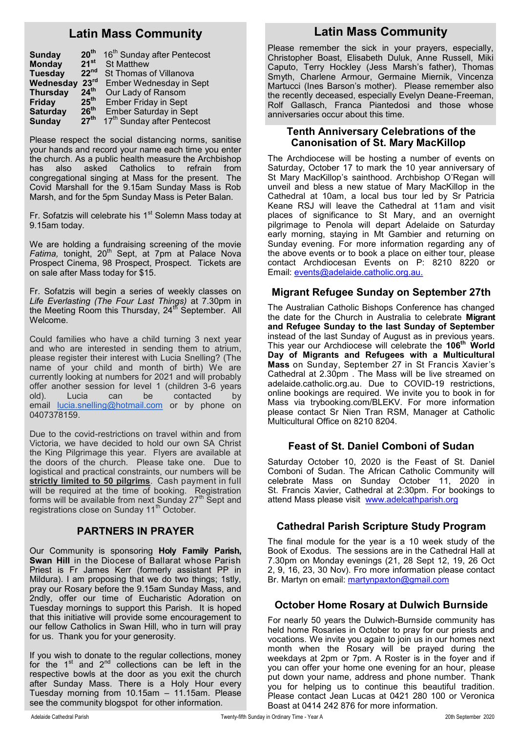## Latin Mass Community

| | | |
|---|---|---|
| **Sunday** | **20th** | 16th Sunday after Pentecost |
| **Monday** | **21st** | St Matthew |
| **Tuesday** | **22nd** | St Thomas of Villanova |
| **Wednesday** | **23rd** | Ember Wednesday in Sept |
| **Thursday** | **24th** | Our Lady of Ransom |
| **Friday** | **25th** | Ember Friday in Sept |
| **Saturday** | **26th** | Ember Saturday in Sept |
| **Sunday** | **27th** | 17th Sunday after Pentecost |

Please respect the social distancing norms, sanitise your hands and record your name each time you enter the church. As a public health measure the Archbishop has also asked Catholics to refrain from congregational singing at Mass for the present. The Covid Marshall for the 9.15am Sunday Mass is Rob Marsh, and for the 5pm Sunday Mass is Peter Balan.

Fr. Sofatzis will celebrate his 1st Solemn Mass today at 9.15am today.

We are holding a fundraising screening of the movie *Fatima,* tonight, 20th Sept, at 7pm at Palace Nova Prospect Cinema, 98 Prospect, Prospect. Tickets are on sale after Mass today for $15.

Fr. Sofatzis will begin a series of weekly classes on *Life Everlasting (The Four Last Things)* at 7.30pm in the Meeting Room this Thursday, 24th September. All Welcome.

Could families who have a child turning 3 next year and who are interested in sending them to atrium, please register their interest with Lucia Snelling? (The name of your child and month of birth) We are currently looking at numbers for 2021 and will probably offer another session for level 1 (children 3-6 years old). Lucia can be contacted by email lucia.snelling@hotmail.com or by phone on 0407378159.

Due to the covid-restrictions on travel within and from Victoria, we have decided to hold our own SA Christ the King Pilgrimage this year. Flyers are available at the doors of the church. Please take one. Due to logistical and practical constraints, our numbers will be **strictly limited to 50 pilgrims**. Cash payment in full will be required at the time of booking. Registration forms will be available from next Sunday 27th Sept and registrations close on Sunday 11th October.

## PARTNERS IN PRAYER

Our Community is sponsoring **Holy Family Parish, Swan Hill** in the Diocese of Ballarat whose Parish Priest is Fr James Kerr (formerly assistant PP in Mildura). I am proposing that we do two things; 1stly, pray our Rosary before the 9.15am Sunday Mass, and 2ndly, offer our time of Eucharistic Adoration on Tuesday mornings to support this Parish. It is hoped that this initiative will provide some encouragement to our fellow Catholics in Swan Hill, who in turn will pray for us. Thank you for your generosity.

If you wish to donate to the regular collections, money for the 1st and 2nd collections can be left in the respective bowls at the door as you exit the church after Sunday Mass. There is a Holy Hour every Tuesday morning from 10.15am – 11.15am. Please see the community blogspot for other information.

## Latin Mass Community

Please remember the sick in your prayers, especially, Christopher Boast, Elisabeth Duluk, Anne Russell, Miki Caputo, Terry Hockley (Jess Marsh's father), Thomas Smyth, Charlene Armour, Germaine Miernik, Vincenza Martucci (Ines Barson's mother). Please remember also the recently deceased, especially Evelyn Deane-Freeman, Rolf Gallasch, Franca Piantedosi and those whose anniversaries occur about this time.

## Tenth Anniversary Celebrations of the Canonisation of St. Mary MacKillop

The Archdiocese will be hosting a number of events on Saturday, October 17 to mark the 10 year anniversary of St Mary MacKillop's sainthood. Archbishop O'Regan will unveil and bless a new statue of Mary MacKillop in the Cathedral at 10am, a local bus tour led by Sr Patricia Keane RSJ will leave the Cathedral at 11am and visit places of significance to St Mary, and an overnight pilgrimage to Penola will depart Adelaide on Saturday early morning, staying in Mt Gambier and returning on Sunday evening. For more information regarding any of the above events or to book a place on either tour, please contact Archdiocesan Events on Ph: 8210 8220 or Email: events@adelaide.catholic.org.au.

## Migrant Refugee Sunday on September 27th

The Australian Catholic Bishops Conference has changed the date for the Church in Australia to celebrate **Migrant and Refugee Sunday to the last Sunday of September** instead of the last Sunday of August as in previous years. This year our Archdiocese will celebrate the **106th World Day of Migrants and Refugees with a Multicultural Mass** on Sunday, September 27 in St Francis Xavier's Cathedral at 2.30pm . The Mass will be live streamed on adelaide.catholic.org.au. Due to COVID-19 restrictions, online bookings are required. We invite you to book in for Mass via trybooking.com/BLEKV. For more information please contact Sr Nien Tran RSM, Manager at Catholic Multicultural Office on 8210 8204.

## Feast of St. Daniel Comboni of Sudan

Saturday October 10, 2020 is the Feast of St. Daniel Comboni of Sudan. The African Catholic Community will celebrate Mass on Sunday October 11, 2020 in St. Francis Xavier, Cathedral at 2:30pm. For bookings to attend Mass please visit www.adelcathparish.org

## Cathedral Parish Scripture Study Program

The final module for the year is a 10 week study of the Book of Exodus. The sessions are in the Cathedral Hall at 7.30pm on Monday evenings (21, 28 Sept 12, 19, 26 Oct 2, 9, 16, 23, 30 Nov). Fro more information please contact Br. Martyn on email: martynpaxton@gmail.com

## October Home Rosary at Dulwich Burnside

For nearly 50 years the Dulwich-Burnside community has held home Rosaries in October to pray for our priests and vocations. We invite you again to join us in our homes next month when the Rosary will be prayed during the weekdays at 2pm or 7pm. A Roster is in the foyer and if you can offer your home one evening for an hour, please put down your name, address and phone number. Thank you for helping us to continue this beautiful tradition. Please contact Jean Lucas at 0421 280 100 or Veronica Boast at 0414 242 876 for more information.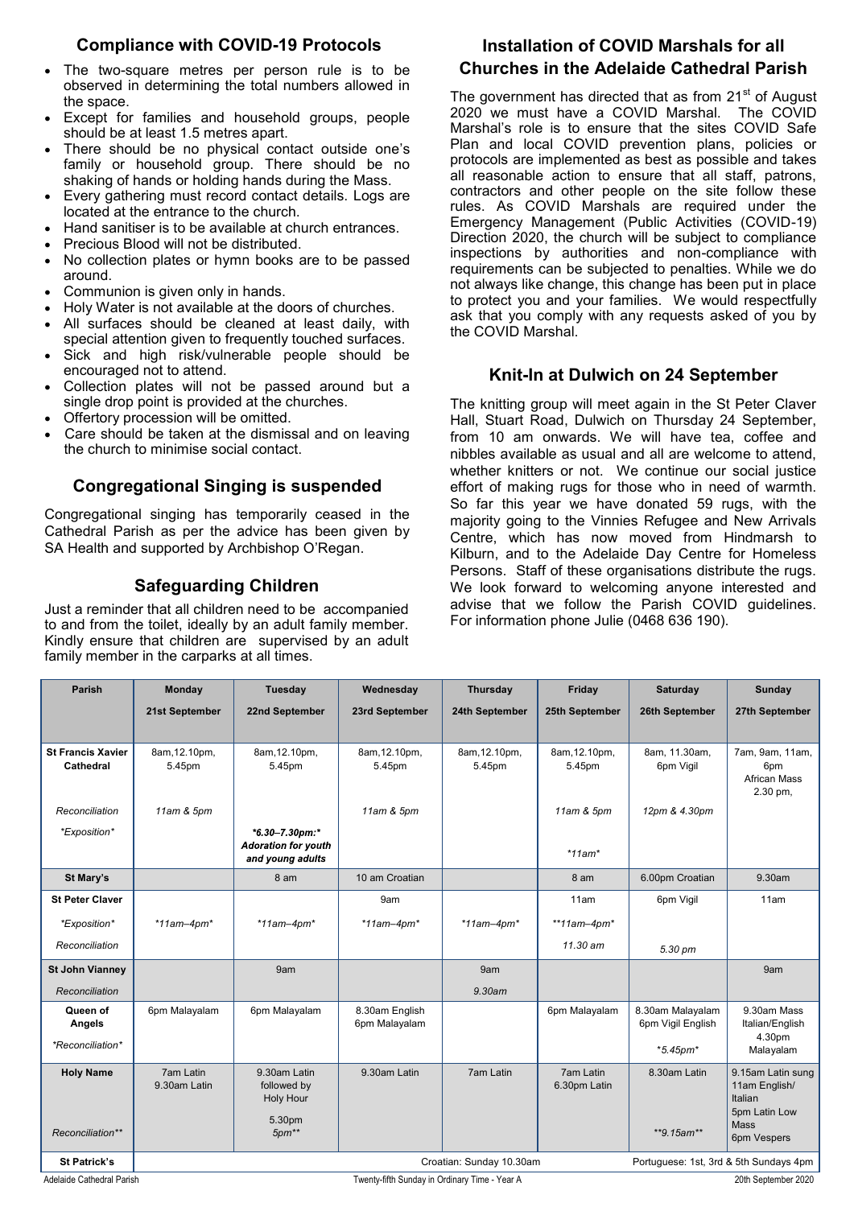## Compliance with COVID-19 Protocols

- The two-square metres per person rule is to be observed in determining the total numbers allowed in the space.
- Except for families and household groups, people should be at least 1.5 metres apart.
- There should be no physical contact outside one's family or household group. There should be no shaking of hands or holding hands during the Mass.
- Every gathering must record contact details. Logs are located at the entrance to the church.
- Hand sanitiser is to be available at church entrances.
- Precious Blood will not be distributed.
- No collection plates or hymn books are to be passed around.
- Communion is given only in hands.
- Holy Water is not available at the doors of churches.
- All surfaces should be cleaned at least daily, with special attention given to frequently touched surfaces.
- Sick and high risk/vulnerable people should be encouraged not to attend.
- Collection plates will not be passed around but a single drop point is provided at the churches.
- Offertory procession will be omitted.
- Care should be taken at the dismissal and on leaving the church to minimise social contact.

## Congregational Singing is suspended

Congregational singing has temporarily ceased in the Cathedral Parish as per the advice has been given by SA Health and supported by Archbishop O'Regan.

## Safeguarding Children

Just a reminder that all children need to be accompanied to and from the toilet, ideally by an adult family member. Kindly ensure that children are supervised by an adult family member in the carparks at all times.

## Installation of COVID Marshals for all Churches in the Adelaide Cathedral Parish

The government has directed that as from 21st of August 2020 we must have a COVID Marshal. The COVID Marshal's role is to ensure that the sites COVID Safe Plan and local COVID prevention plans, policies or protocols are implemented as best as possible and takes all reasonable action to ensure that all staff, patrons, contractors and other people on the site follow these rules. As COVID Marshals are required under the Emergency Management (Public Activities (COVID-19) Direction 2020, the church will be subject to compliance inspections by authorities and non-compliance with requirements can be subjected to penalties. While we do not always like change, this change has been put in place to protect you and your families. We would respectfully ask that you comply with any requests asked of you by the COVID Marshal.

## Knit-In at Dulwich on 24 September

The knitting group will meet again in the St Peter Claver Hall, Stuart Road, Dulwich on Thursday 24 September, from 10 am onwards. We will have tea, coffee and nibbles available as usual and all are welcome to attend, whether knitters or not. We continue our social justice effort of making rugs for those who in need of warmth. So far this year we have donated 59 rugs, with the majority going to the Vinnies Refugee and New Arrivals Centre, which has now moved from Hindmarsh to Kilburn, and to the Adelaide Day Centre for Homeless Persons. Staff of these organisations distribute the rugs. We look forward to welcoming anyone interested and advise that we follow the Parish COVID guidelines. For information phone Julie (0468 636 190).

| Parish | Monday 21st September | Tuesday 22nd September | Wednesday 23rd September | Thursday 24th September | Friday 25th September | Saturday 26th September | Sunday 27th September |
|---|---|---|---|---|---|---|---|
| **St Francis Xavier Cathedral** | 8am, 12.10pm, 5.45pm | 8am, 12.10pm, 5.45pm | 8am, 12.10pm, 5.45pm | 8am, 12.10pm, 5.45pm | 8am, 12.10pm, 5.45pm | 8am, 11.30am, 6pm Vigil | 7am, 9am, 11am, 6pm African Mass 2.30 pm, |
| *Reconciliation* | *11am & 5pm* | | *11am & 5pm* | | *11am & 5pm* | *12pm & 4.30pm* | |
| *\*Exposition\** | | *\*6.30–7.30pm:\* Adoration for youth and young adults* | | | *\*11am\** | | |
| **St Mary's** | | 8 am | 10 am Croatian | | 8 am | 6.00pm Croatian | 9.30am |
| **St Peter Claver** | | | 9am | | 11am | 6pm Vigil | 11am |
| *\*Exposition\** | *\*11am–4pm\** | *\*11am–4pm\** | *\*11am–4pm\** | *\*11am–4pm\** | *\*\*11am–4pm\** | | |
| *Reconciliation* | | | | | *11.30 am* | *5.30 pm* | |
| **St John Vianney** | | 9am | | 9am | | | 9am |
| *Reconciliation* | | | | *9.30am* | | | |
| **Queen of Angels** | 6pm Malayalam | 6pm Malayalam | 8.30am English 6pm Malayalam | | 6pm Malayalam | 8.30am Malayalam 6pm Vigil English | 9.30am Mass Italian/English 4.30pm Malayalam |
| *\*Reconciliation\** | | | | | | *\*5.45pm\** | |
| **Holy Name** | 7am Latin 9.30am Latin | 9.30am Latin followed by Holy Hour 5.30pm | 9.30am Latin | 7am Latin | 7am Latin 6.30pm Latin | 8.30am Latin | 9.15am Latin sung 11am English/ Italian 5pm Latin Low Mass 6pm Vespers |
| *Reconciliation\*\** | | *5pm\*\** | | | | *\*\*9.15am\*\** | |
| **St Patrick's** | Croatian: Sunday 10.30am | | | | Portuguese: 1st, 3rd & 5th Sundays 4pm | | |

Adelaide Cathedral Parish — Twenty-fifth Sunday in Ordinary Time - Year A — 20th September 2020